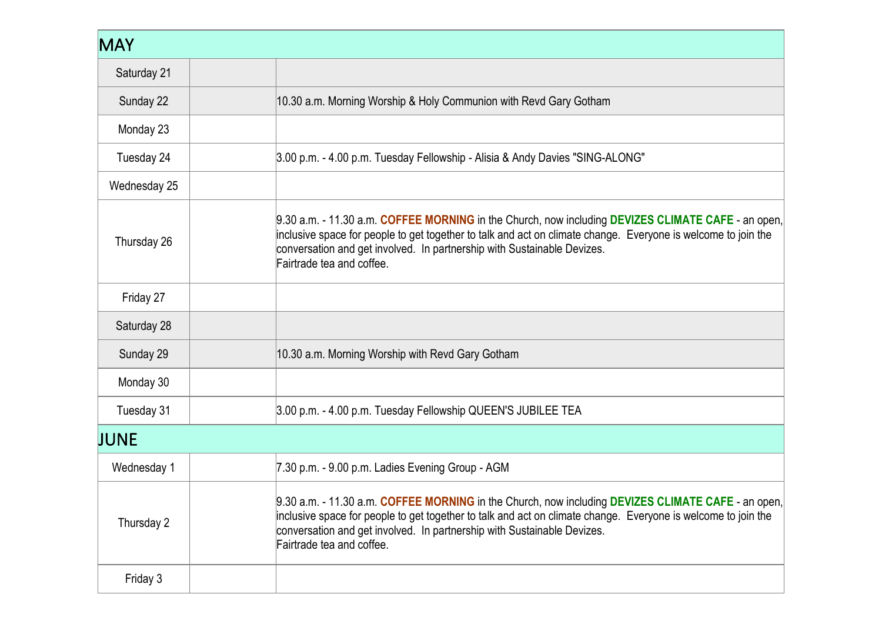| MAY | | |
|---|---|---|
| Saturday 21 | | |
| Sunday 22 | | 10.30 a.m. Morning Worship & Holy Communion with Revd Gary Gotham |
| Monday 23 | | |
| Tuesday 24 | | 3.00 p.m. - 4.00 p.m. Tuesday Fellowship - Alisia & Andy Davies "SING-ALONG" |
| Wednesday 25 | | |
| Thursday 26 | | 9.30 a.m. - 11.30 a.m. **COFFEE MORNING** in the Church, now including **DEVIZES CLIMATE CAFE** - an open, inclusive space for people to get together to talk and act on climate change. Everyone is welcome to join the conversation and get involved. In partnership with Sustainable Devizes. Fairtrade tea and coffee. |
| Friday 27 | | |
| Saturday 28 | | |
| Sunday 29 | | 10.30 a.m. Morning Worship with Revd Gary Gotham |
| Monday 30 | | |
| Tuesday 31 | | 3.00 p.m. - 4.00 p.m. Tuesday Fellowship QUEEN'S JUBILEE TEA |
| **JUNE** | | |
| Wednesday 1 | | 7.30 p.m. - 9.00 p.m. Ladies Evening Group - AGM |
| Thursday 2 | | 9.30 a.m. - 11.30 a.m. **COFFEE MORNING** in the Church, now including **DEVIZES CLIMATE CAFE** - an open, inclusive space for people to get together to talk and act on climate change. Everyone is welcome to join the conversation and get involved. In partnership with Sustainable Devizes. Fairtrade tea and coffee. |
| Friday 3 | | |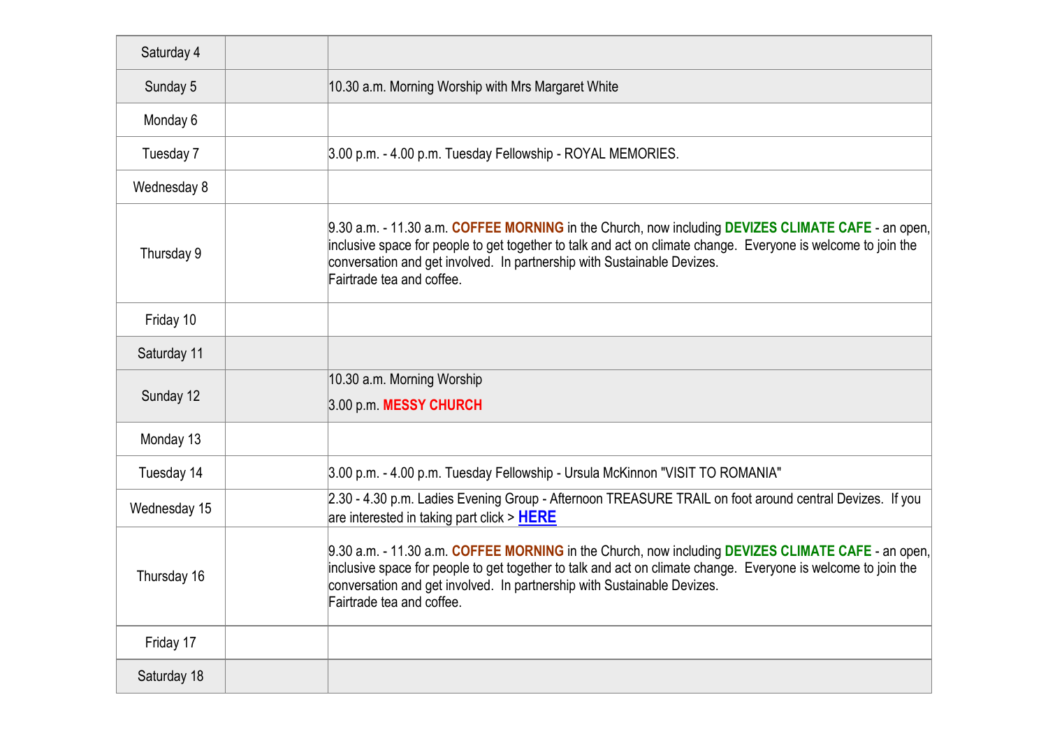| | | |
|---|---|---|
| Saturday 4 | | |
| Sunday 5 | | 10.30 a.m. Morning Worship with Mrs Margaret White |
| Monday 6 | | |
| Tuesday 7 | | 3.00 p.m. - 4.00 p.m. Tuesday Fellowship - ROYAL MEMORIES. |
| Wednesday 8 | | |
| Thursday 9 | | 9.30 a.m. - 11.30 a.m. **COFFEE MORNING** in the Church, now including **DEVIZES CLIMATE CAFE** - an open, inclusive space for people to get together to talk and act on climate change. Everyone is welcome to join the conversation and get involved. In partnership with Sustainable Devizes.<br>Fairtrade tea and coffee. |
| Friday 10 | | |
| Saturday 11 | | |
| Sunday 12 | | 10.30 a.m. Morning Worship<br>3.00 p.m. **MESSY CHURCH** |
| Monday 13 | | |
| Tuesday 14 | | 3.00 p.m. - 4.00 p.m. Tuesday Fellowship - Ursula McKinnon "VISIT TO ROMANIA" |
| Wednesday 15 | | 2.30 - 4.30 p.m. Ladies Evening Group - Afternoon TREASURE TRAIL on foot around central Devizes. If you are interested in taking part click > **HERE** |
| Thursday 16 | | 9.30 a.m. - 11.30 a.m. **COFFEE MORNING** in the Church, now including **DEVIZES CLIMATE CAFE** - an open, inclusive space for people to get together to talk and act on climate change. Everyone is welcome to join the conversation and get involved. In partnership with Sustainable Devizes.<br>Fairtrade tea and coffee. |
| Friday 17 | | |
| Saturday 18 | | |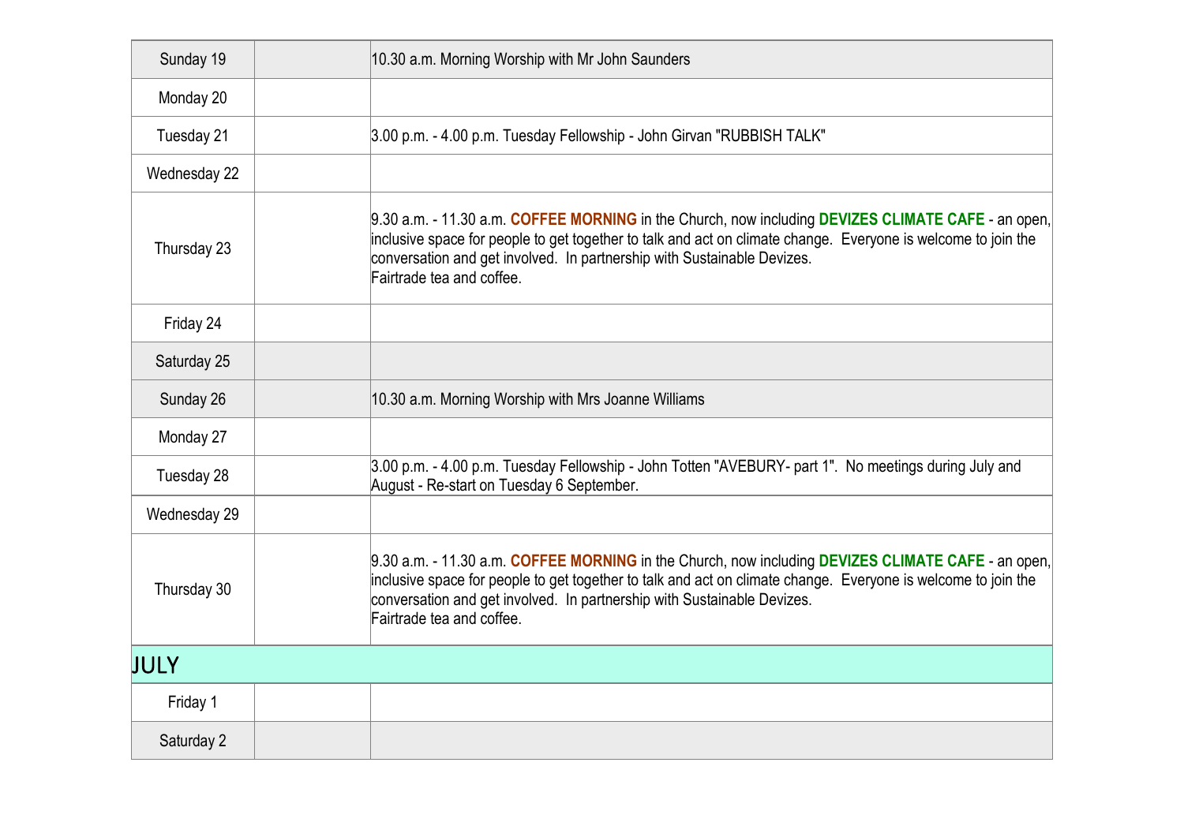| | | |
|---|---|---|
| Sunday 19 | | 10.30 a.m. Morning Worship with Mr John Saunders |
| Monday 20 | | |
| Tuesday 21 | | 3.00 p.m. - 4.00 p.m. Tuesday Fellowship - John Girvan "RUBBISH TALK" |
| Wednesday 22 | | |
| Thursday 23 | | 9.30 a.m. - 11.30 a.m. **COFFEE MORNING** in the Church, now including **DEVIZES CLIMATE CAFE** - an open, inclusive space for people to get together to talk and act on climate change. Everyone is welcome to join the conversation and get involved. In partnership with Sustainable Devizes.<br>Fairtrade tea and coffee. |
| Friday 24 | | |
| Saturday 25 | | |
| Sunday 26 | | 10.30 a.m. Morning Worship with Mrs Joanne Williams |
| Monday 27 | | |
| Tuesday 28 | | 3.00 p.m. - 4.00 p.m. Tuesday Fellowship - John Totten "AVEBURY- part 1". No meetings during July and August - Re-start on Tuesday 6 September. |
| Wednesday 29 | | |
| Thursday 30 | | 9.30 a.m. - 11.30 a.m. **COFFEE MORNING** in the Church, now including **DEVIZES CLIMATE CAFE** - an open, inclusive space for people to get together to talk and act on climate change. Everyone is welcome to join the conversation and get involved. In partnership with Sustainable Devizes.<br>Fairtrade tea and coffee. |
| **JULY** | | |
| Friday 1 | | |
| Saturday 2 | | |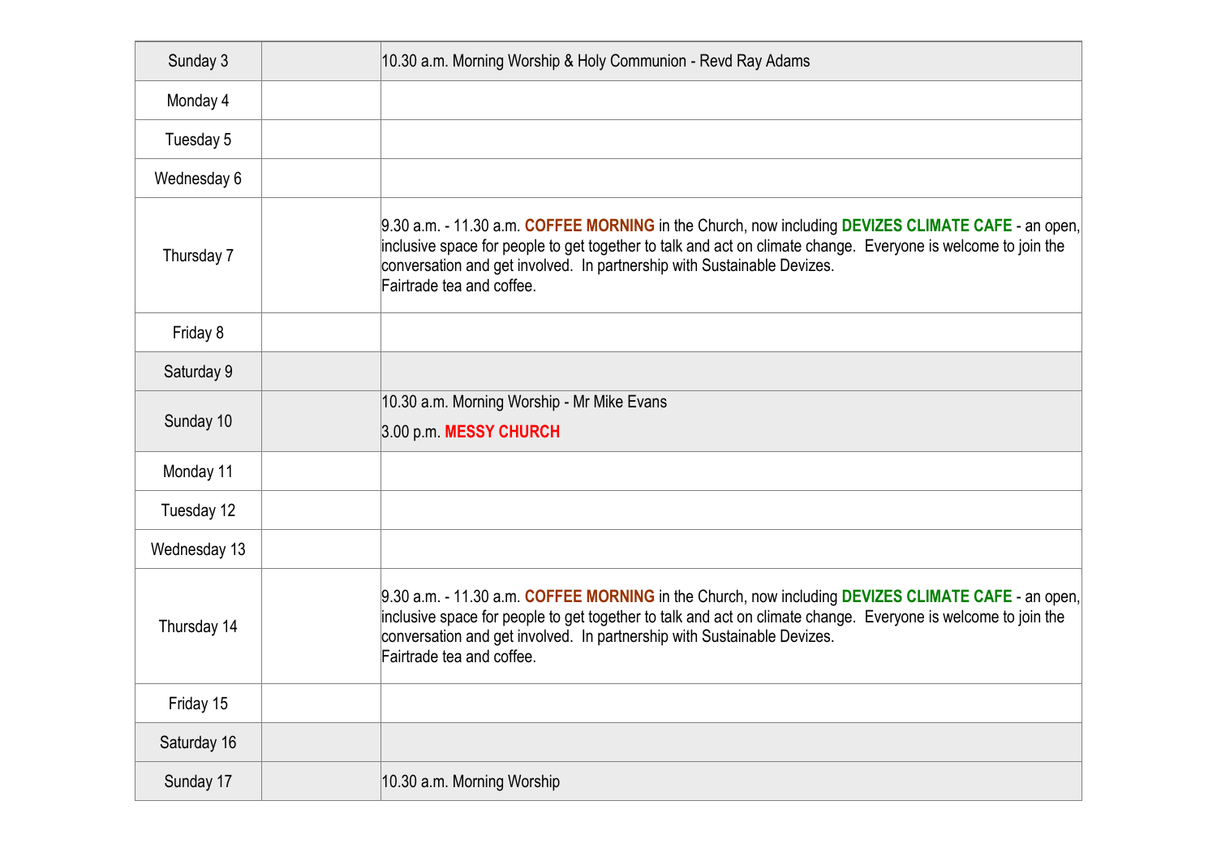| | | |
|---|---|---|
| Sunday 3 | | 10.30 a.m. Morning Worship & Holy Communion - Revd Ray Adams |
| Monday 4 | | |
| Tuesday 5 | | |
| Wednesday 6 | | |
| Thursday 7 | | 9.30 a.m. - 11.30 a.m. **COFFEE MORNING** in the Church, now including **DEVIZES CLIMATE CAFE** - an open, inclusive space for people to get together to talk and act on climate change. Everyone is welcome to join the conversation and get involved. In partnership with Sustainable Devizes.<br>Fairtrade tea and coffee. |
| Friday 8 | | |
| Saturday 9 | | |
| Sunday 10 | | 10.30 a.m. Morning Worship - Mr Mike Evans<br>3.00 p.m. **MESSY CHURCH** |
| Monday 11 | | |
| Tuesday 12 | | |
| Wednesday 13 | | |
| Thursday 14 | | 9.30 a.m. - 11.30 a.m. **COFFEE MORNING** in the Church, now including **DEVIZES CLIMATE CAFE** - an open, inclusive space for people to get together to talk and act on climate change. Everyone is welcome to join the conversation and get involved. In partnership with Sustainable Devizes.<br>Fairtrade tea and coffee. |
| Friday 15 | | |
| Saturday 16 | | |
| Sunday 17 | | 10.30 a.m. Morning Worship |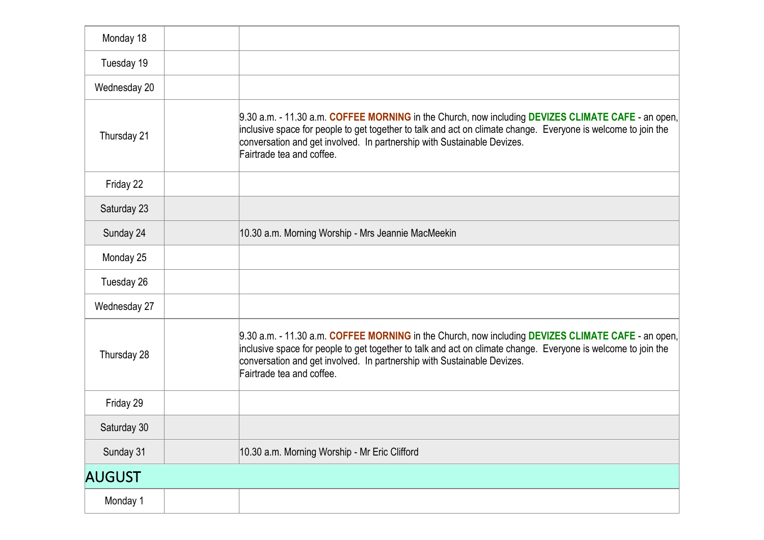| | | |
|---|---|---|
| Monday 18 | | |
| Tuesday 19 | | |
| Wednesday 20 | | |
| Thursday 21 | | 9.30 a.m. - 11.30 a.m. **COFFEE MORNING** in the Church, now including **DEVIZES CLIMATE CAFE** - an open, inclusive space for people to get together to talk and act on climate change. Everyone is welcome to join the conversation and get involved. In partnership with Sustainable Devizes.<br>Fairtrade tea and coffee. |
| Friday 22 | | |
| Saturday 23 | | |
| Sunday 24 | | 10.30 a.m. Morning Worship - Mrs Jeannie MacMeekin |
| Monday 25 | | |
| Tuesday 26 | | |
| Wednesday 27 | | |
| Thursday 28 | | 9.30 a.m. - 11.30 a.m. **COFFEE MORNING** in the Church, now including **DEVIZES CLIMATE CAFE** - an open, inclusive space for people to get together to talk and act on climate change. Everyone is welcome to join the conversation and get involved. In partnership with Sustainable Devizes.<br>Fairtrade tea and coffee. |
| Friday 29 | | |
| Saturday 30 | | |
| Sunday 31 | | 10.30 a.m. Morning Worship - Mr Eric Clifford |

## AUGUST

| | | |
|---|---|---|
| Monday 1 | | |